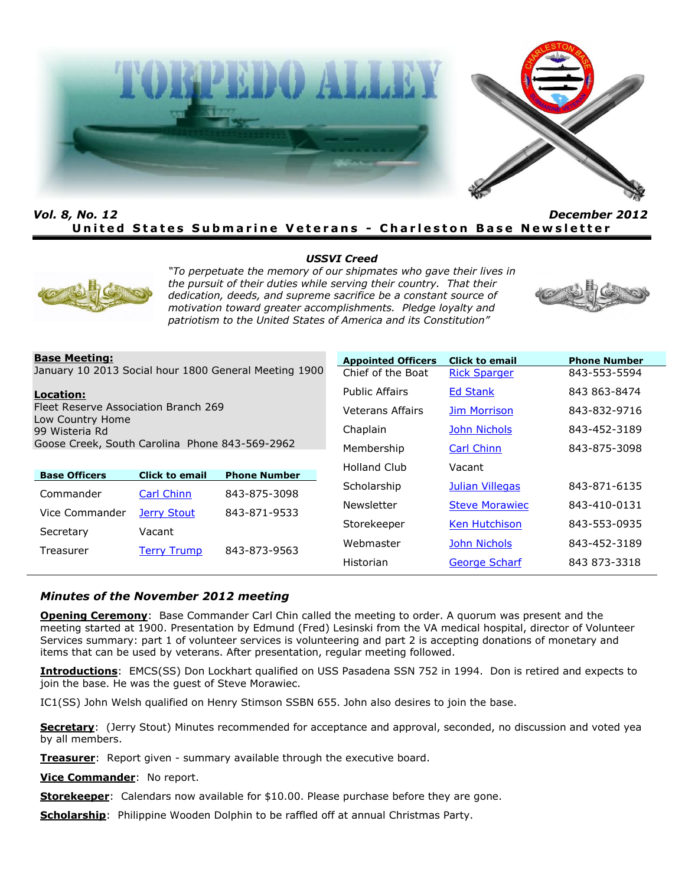# TORPEDO ALLEY

***Vol. 8, No. 12*** ***December 2012***

**United States Submarine Veterans - Charleston Base Newsletter**

***USSVI Creed***

*"To perpetuate the memory of our shipmates who gave their lives in the pursuit of their duties while serving their country. That their dedication, deeds, and supreme sacrifice be a constant source of motivation toward greater accomplishments. Pledge loyalty and patriotism to the United States of America and its Constitution"*

**Base Meeting:**
January 10 2013 Social hour 1800 General Meeting 1900

**Location:**
Fleet Reserve Association Branch 269
Low Country Home
99 Wisteria Rd
Goose Creek, South Carolina Phone 843-569-2962

| Base Officers | Click to email | Phone Number |
|---|---|---|
| Commander | Carl Chinn | 843-875-3098 |
| Vice Commander | Jerry Stout | 843-871-9533 |
| Secretary | Vacant | |
| Treasurer | Terry Trump | 843-873-9563 |

| Appointed Officers | Click to email | Phone Number |
|---|---|---|
| Chief of the Boat | Rick Sparger | 843-553-5594 |
| Public Affairs | Ed Stank | 843 863-8474 |
| Veterans Affairs | Jim Morrison | 843-832-9716 |
| Chaplain | John Nichols | 843-452-3189 |
| Membership | Carl Chinn | 843-875-3098 |
| Holland Club | Vacant | |
| Scholarship | Julian Villegas | 843-871-6135 |
| Newsletter | Steve Morawiec | 843-410-0131 |
| Storekeeper | Ken Hutchison | 843-553-0935 |
| Webmaster | John Nichols | 843-452-3189 |
| Historian | George Scharf | 843 873-3318 |

## *Minutes of the November 2012 meeting*

**Opening Ceremony**: Base Commander Carl Chin called the meeting to order. A quorum was present and the meeting started at 1900. Presentation by Edmund (Fred) Lesinski from the VA medical hospital, director of Volunteer Services summary: part 1 of volunteer services is volunteering and part 2 is accepting donations of monetary and items that can be used by veterans. After presentation, regular meeting followed.

**Introductions**: EMCS(SS) Don Lockhart qualified on USS Pasadena SSN 752 in 1994. Don is retired and expects to join the base. He was the guest of Steve Morawiec.

IC1(SS) John Welsh qualified on Henry Stimson SSBN 655. John also desires to join the base.

**Secretary**: (Jerry Stout) Minutes recommended for acceptance and approval, seconded, no discussion and voted yea by all members.

**Treasurer**: Report given - summary available through the executive board.

**Vice Commander**: No report.

**Storekeeper**: Calendars now available for $10.00. Please purchase before they are gone.

**Scholarship**: Philippine Wooden Dolphin to be raffled off at annual Christmas Party.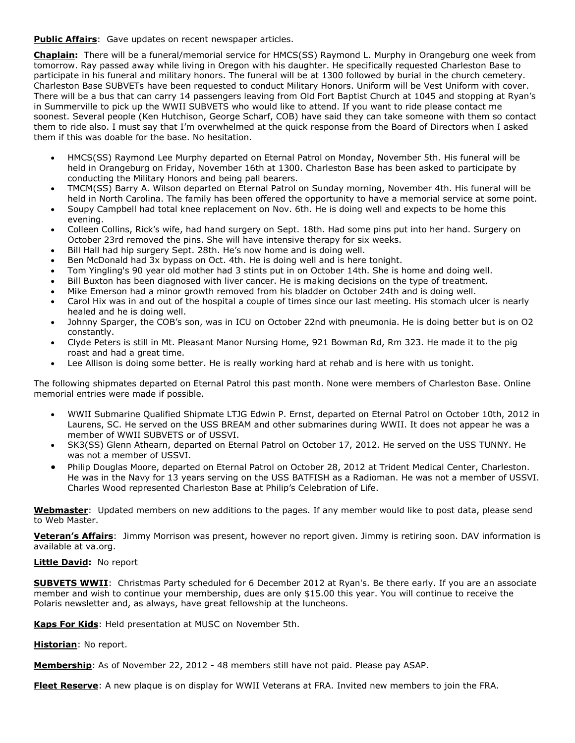**Public Affairs**: Gave updates on recent newspaper articles.

**Chaplain:** There will be a funeral/memorial service for HMCS(SS) Raymond L. Murphy in Orangeburg one week from tomorrow. Ray passed away while living in Oregon with his daughter. He specifically requested Charleston Base to participate in his funeral and military honors. The funeral will be at 1300 followed by burial in the church cemetery. Charleston Base SUBVETs have been requested to conduct Military Honors. Uniform will be Vest Uniform with cover. There will be a bus that can carry 14 passengers leaving from Old Fort Baptist Church at 1045 and stopping at Ryan's in Summerville to pick up the WWII SUBVETS who would like to attend. If you want to ride please contact me soonest. Several people (Ken Hutchison, George Scharf, COB) have said they can take someone with them so contact them to ride also. I must say that I'm overwhelmed at the quick response from the Board of Directors when I asked them if this was doable for the base. No hesitation.

- HMCS(SS) Raymond Lee Murphy departed on Eternal Patrol on Monday, November 5th. His funeral will be held in Orangeburg on Friday, November 16th at 1300. Charleston Base has been asked to participate by conducting the Military Honors and being pall bearers.
- TMCM(SS) Barry A. Wilson departed on Eternal Patrol on Sunday morning, November 4th. His funeral will be held in North Carolina. The family has been offered the opportunity to have a memorial service at some point.
- Soupy Campbell had total knee replacement on Nov. 6th. He is doing well and expects to be home this evening.
- Colleen Collins, Rick's wife, had hand surgery on Sept. 18th. Had some pins put into her hand. Surgery on October 23rd removed the pins. She will have intensive therapy for six weeks.
- Bill Hall had hip surgery Sept. 28th. He's now home and is doing well.
- Ben McDonald had 3x bypass on Oct. 4th. He is doing well and is here tonight.
- Tom Yingling's 90 year old mother had 3 stints put in on October 14th. She is home and doing well.
- Bill Buxton has been diagnosed with liver cancer. He is making decisions on the type of treatment.
- Mike Emerson had a minor growth removed from his bladder on October 24th and is doing well.
- Carol Hix was in and out of the hospital a couple of times since our last meeting. His stomach ulcer is nearly healed and he is doing well.
- Johnny Sparger, the COB's son, was in ICU on October 22nd with pneumonia. He is doing better but is on O2 constantly.
- Clyde Peters is still in Mt. Pleasant Manor Nursing Home, 921 Bowman Rd, Rm 323. He made it to the pig roast and had a great time.
- Lee Allison is doing some better. He is really working hard at rehab and is here with us tonight.

The following shipmates departed on Eternal Patrol this past month. None were members of Charleston Base. Online memorial entries were made if possible.

- WWII Submarine Qualified Shipmate LTJG Edwin P. Ernst, departed on Eternal Patrol on October 10th, 2012 in Laurens, SC. He served on the USS BREAM and other submarines during WWII. It does not appear he was a member of WWII SUBVETS or of USSVI.
- SK3(SS) Glenn Athearn, departed on Eternal Patrol on October 17, 2012. He served on the USS TUNNY. He was not a member of USSVI.
- Philip Douglas Moore, departed on Eternal Patrol on October 28, 2012 at Trident Medical Center, Charleston. He was in the Navy for 13 years serving on the USS BATFISH as a Radioman. He was not a member of USSVI. Charles Wood represented Charleston Base at Philip's Celebration of Life.

**Webmaster**: Updated members on new additions to the pages. If any member would like to post data, please send to Web Master.

**Veteran's Affairs**: Jimmy Morrison was present, however no report given. Jimmy is retiring soon. DAV information is available at va.org.

**Little David:** No report

**SUBVETS WWII**: Christmas Party scheduled for 6 December 2012 at Ryan's. Be there early. If you are an associate member and wish to continue your membership, dues are only $15.00 this year. You will continue to receive the Polaris newsletter and, as always, have great fellowship at the luncheons.

**Kaps For Kids**: Held presentation at MUSC on November 5th.

**Historian**: No report.

**Membership**: As of November 22, 2012 - 48 members still have not paid. Please pay ASAP.

**Fleet Reserve**: A new plaque is on display for WWII Veterans at FRA. Invited new members to join the FRA.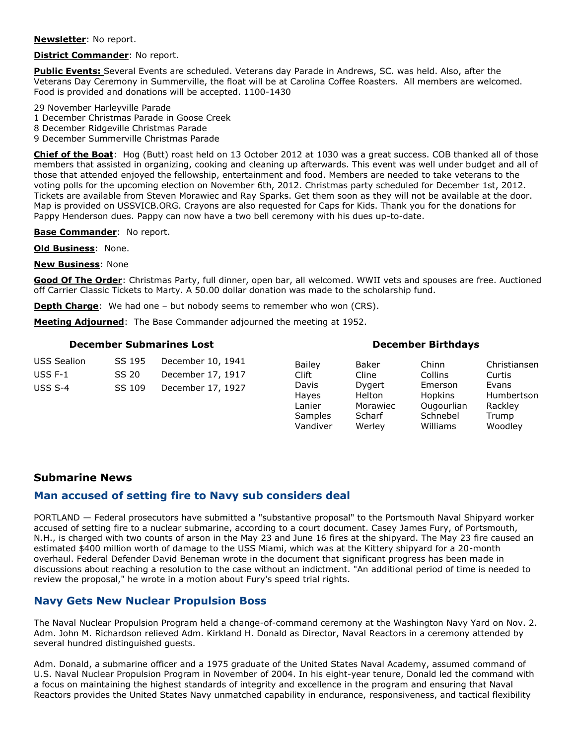**Newsletter**: No report.

**District Commander**: No report.

**Public Events:** Several Events are scheduled. Veterans day Parade in Andrews, SC. was held. Also, after the Veterans Day Ceremony in Summerville, the float will be at Carolina Coffee Roasters. All members are welcomed. Food is provided and donations will be accepted. 1100-1430

29 November Harleyville Parade
1 December Christmas Parade in Goose Creek
8 December Ridgeville Christmas Parade
9 December Summerville Christmas Parade

**Chief of the Boat**: Hog (Butt) roast held on 13 October 2012 at 1030 was a great success. COB thanked all of those members that assisted in organizing, cooking and cleaning up afterwards. This event was well under budget and all of those that attended enjoyed the fellowship, entertainment and food. Members are needed to take veterans to the voting polls for the upcoming election on November 6th, 2012. Christmas party scheduled for December 1st, 2012. Tickets are available from Steven Morawiec and Ray Sparks. Get them soon as they will not be available at the door. Map is provided on USSVICB.ORG. Crayons are also requested for Caps for Kids. Thank you for the donations for Pappy Henderson dues. Pappy can now have a two bell ceremony with his dues up-to-date.

**Base Commander**: No report.

**Old Business**: None.

**New Business**: None

**Good Of The Order**: Christmas Party, full dinner, open bar, all welcomed. WWII vets and spouses are free. Auctioned off Carrier Classic Tickets to Marty. A 50.00 dollar donation was made to the scholarship fund.

**Depth Charge**: We had one – but nobody seems to remember who won (CRS).

**Meeting Adjourned**: The Base Commander adjourned the meeting at 1952.

### December Submarines Lost

| | | |
|---|---|---|
| USS Sealion | SS 195 | December 10, 1941 |
| USS F-1 | SS 20 | December 17, 1917 |
| USS S-4 | SS 109 | December 17, 1927 |

### December Birthdays

| | | | |
|---|---|---|---|
| Bailey | Baker | Chinn | Christiansen |
| Clift | Cline | Collins | Curtis |
| Davis | Dygert | Emerson | Evans |
| Hayes | Helton | Hopkins | Humbertson |
| Lanier | Morawiec | Ougourlian | Rackley |
| Samples | Scharf | Schnebel | Trump |
| Vandiver | Werley | Williams | Woodley |

## Submarine News

### Man accused of setting fire to Navy sub considers deal

PORTLAND — Federal prosecutors have submitted a "substantive proposal" to the Portsmouth Naval Shipyard worker accused of setting fire to a nuclear submarine, according to a court document. Casey James Fury, of Portsmouth, N.H., is charged with two counts of arson in the May 23 and June 16 fires at the shipyard. The May 23 fire caused an estimated $400 million worth of damage to the USS Miami, which was at the Kittery shipyard for a 20-month overhaul. Federal Defender David Beneman wrote in the document that significant progress has been made in discussions about reaching a resolution to the case without an indictment. "An additional period of time is needed to review the proposal," he wrote in a motion about Fury's speed trial rights.

### Navy Gets New Nuclear Propulsion Boss

The Naval Nuclear Propulsion Program held a change-of-command ceremony at the Washington Navy Yard on Nov. 2. Adm. John M. Richardson relieved Adm. Kirkland H. Donald as Director, Naval Reactors in a ceremony attended by several hundred distinguished guests.

Adm. Donald, a submarine officer and a 1975 graduate of the United States Naval Academy, assumed command of U.S. Naval Nuclear Propulsion Program in November of 2004. In his eight-year tenure, Donald led the command with a focus on maintaining the highest standards of integrity and excellence in the program and ensuring that Naval Reactors provides the United States Navy unmatched capability in endurance, responsiveness, and tactical flexibility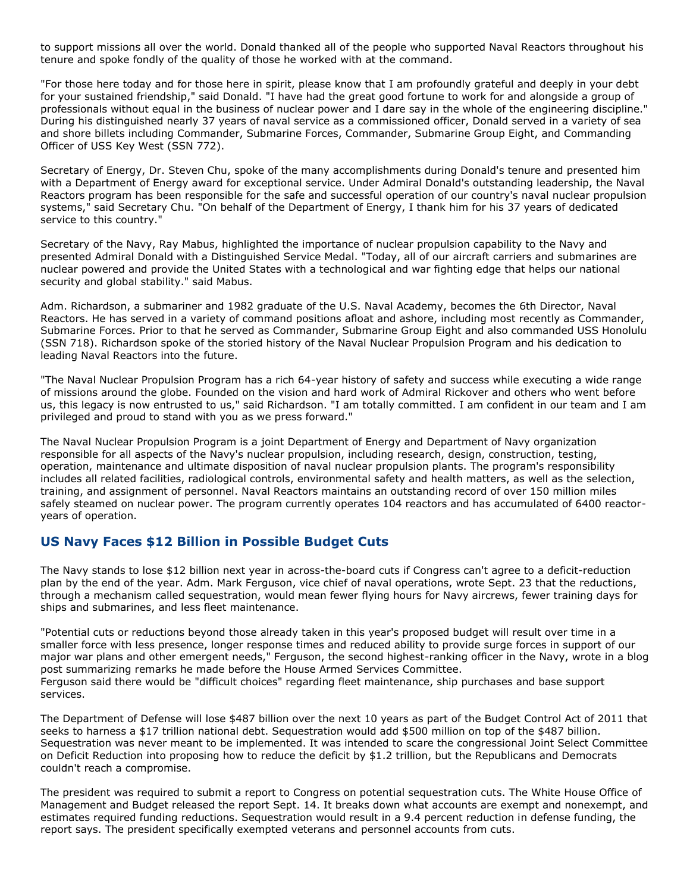to support missions all over the world. Donald thanked all of the people who supported Naval Reactors throughout his tenure and spoke fondly of the quality of those he worked with at the command.

"For those here today and for those here in spirit, please know that I am profoundly grateful and deeply in your debt for your sustained friendship," said Donald. "I have had the great good fortune to work for and alongside a group of professionals without equal in the business of nuclear power and I dare say in the whole of the engineering discipline." During his distinguished nearly 37 years of naval service as a commissioned officer, Donald served in a variety of sea and shore billets including Commander, Submarine Forces, Commander, Submarine Group Eight, and Commanding Officer of USS Key West (SSN 772).

Secretary of Energy, Dr. Steven Chu, spoke of the many accomplishments during Donald's tenure and presented him with a Department of Energy award for exceptional service. Under Admiral Donald's outstanding leadership, the Naval Reactors program has been responsible for the safe and successful operation of our country's naval nuclear propulsion systems," said Secretary Chu. "On behalf of the Department of Energy, I thank him for his 37 years of dedicated service to this country."

Secretary of the Navy, Ray Mabus, highlighted the importance of nuclear propulsion capability to the Navy and presented Admiral Donald with a Distinguished Service Medal. "Today, all of our aircraft carriers and submarines are nuclear powered and provide the United States with a technological and war fighting edge that helps our national security and global stability." said Mabus.

Adm. Richardson, a submariner and 1982 graduate of the U.S. Naval Academy, becomes the 6th Director, Naval Reactors. He has served in a variety of command positions afloat and ashore, including most recently as Commander, Submarine Forces. Prior to that he served as Commander, Submarine Group Eight and also commanded USS Honolulu (SSN 718). Richardson spoke of the storied history of the Naval Nuclear Propulsion Program and his dedication to leading Naval Reactors into the future.

"The Naval Nuclear Propulsion Program has a rich 64-year history of safety and success while executing a wide range of missions around the globe. Founded on the vision and hard work of Admiral Rickover and others who went before us, this legacy is now entrusted to us," said Richardson. "I am totally committed. I am confident in our team and I am privileged and proud to stand with you as we press forward."

The Naval Nuclear Propulsion Program is a joint Department of Energy and Department of Navy organization responsible for all aspects of the Navy's nuclear propulsion, including research, design, construction, testing, operation, maintenance and ultimate disposition of naval nuclear propulsion plants. The program's responsibility includes all related facilities, radiological controls, environmental safety and health matters, as well as the selection, training, and assignment of personnel. Naval Reactors maintains an outstanding record of over 150 million miles safely steamed on nuclear power. The program currently operates 104 reactors and has accumulated of 6400 reactor-years of operation.

## US Navy Faces $12 Billion in Possible Budget Cuts

The Navy stands to lose $12 billion next year in across-the-board cuts if Congress can't agree to a deficit-reduction plan by the end of the year. Adm. Mark Ferguson, vice chief of naval operations, wrote Sept. 23 that the reductions, through a mechanism called sequestration, would mean fewer flying hours for Navy aircrews, fewer training days for ships and submarines, and less fleet maintenance.

"Potential cuts or reductions beyond those already taken in this year's proposed budget will result over time in a smaller force with less presence, longer response times and reduced ability to provide surge forces in support of our major war plans and other emergent needs," Ferguson, the second highest-ranking officer in the Navy, wrote in a blog post summarizing remarks he made before the House Armed Services Committee.
Ferguson said there would be "difficult choices" regarding fleet maintenance, ship purchases and base support services.

The Department of Defense will lose $487 billion over the next 10 years as part of the Budget Control Act of 2011 that seeks to harness a $17 trillion national debt. Sequestration would add $500 million on top of the $487 billion. Sequestration was never meant to be implemented. It was intended to scare the congressional Joint Select Committee on Deficit Reduction into proposing how to reduce the deficit by $1.2 trillion, but the Republicans and Democrats couldn't reach a compromise.

The president was required to submit a report to Congress on potential sequestration cuts. The White House Office of Management and Budget released the report Sept. 14. It breaks down what accounts are exempt and nonexempt, and estimates required funding reductions. Sequestration would result in a 9.4 percent reduction in defense funding, the report says. The president specifically exempted veterans and personnel accounts from cuts.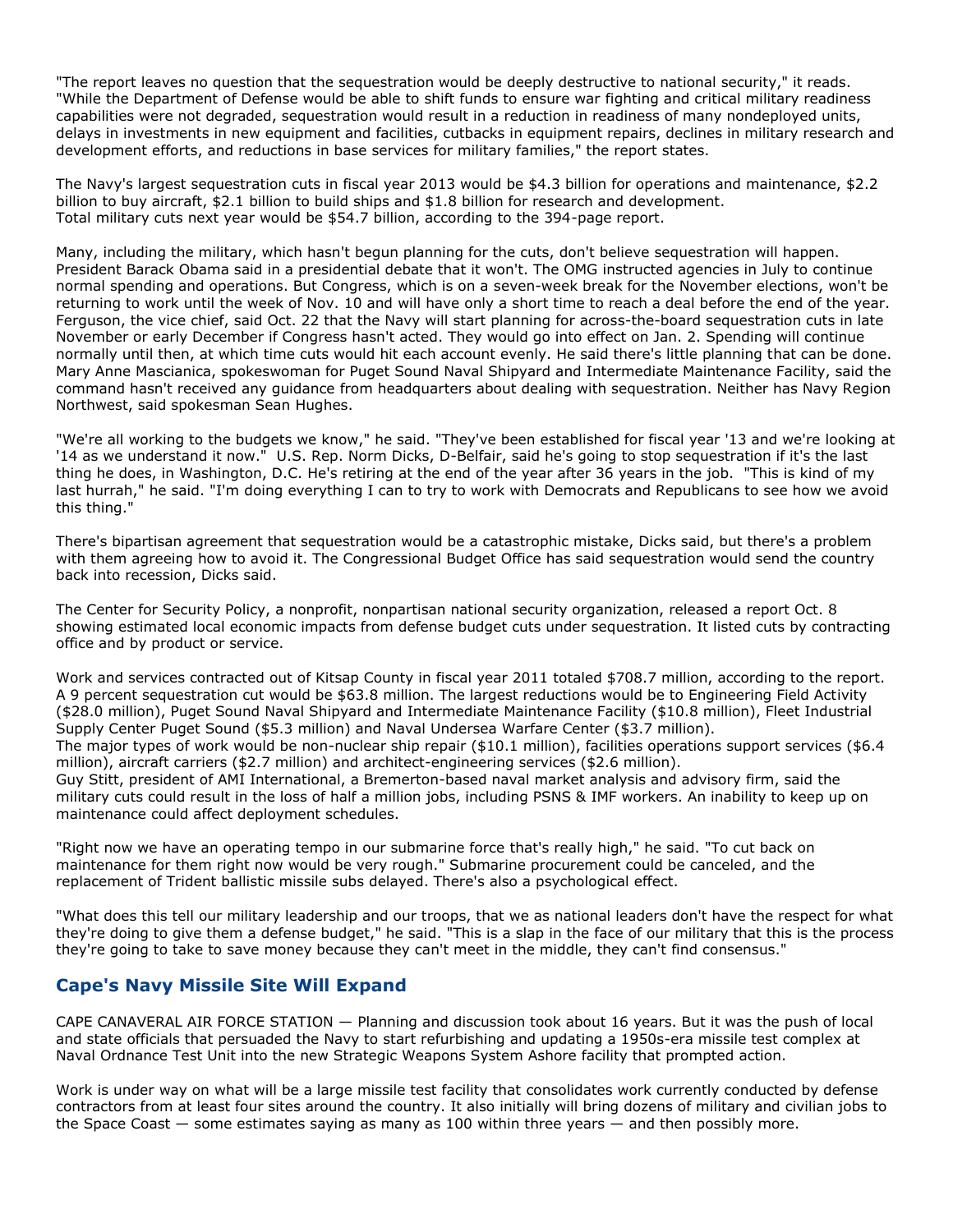"The report leaves no question that the sequestration would be deeply destructive to national security," it reads. "While the Department of Defense would be able to shift funds to ensure war fighting and critical military readiness capabilities were not degraded, sequestration would result in a reduction in readiness of many nondeployed units, delays in investments in new equipment and facilities, cutbacks in equipment repairs, declines in military research and development efforts, and reductions in base services for military families," the report states.

The Navy's largest sequestration cuts in fiscal year 2013 would be $4.3 billion for operations and maintenance, $2.2 billion to buy aircraft, $2.1 billion to build ships and $1.8 billion for research and development.
Total military cuts next year would be $54.7 billion, according to the 394-page report.

Many, including the military, which hasn't begun planning for the cuts, don't believe sequestration will happen. President Barack Obama said in a presidential debate that it won't. The OMG instructed agencies in July to continue normal spending and operations. But Congress, which is on a seven-week break for the November elections, won't be returning to work until the week of Nov. 10 and will have only a short time to reach a deal before the end of the year. Ferguson, the vice chief, said Oct. 22 that the Navy will start planning for across-the-board sequestration cuts in late November or early December if Congress hasn't acted. They would go into effect on Jan. 2. Spending will continue normally until then, at which time cuts would hit each account evenly. He said there's little planning that can be done. Mary Anne Mascianica, spokeswoman for Puget Sound Naval Shipyard and Intermediate Maintenance Facility, said the command hasn't received any guidance from headquarters about dealing with sequestration. Neither has Navy Region Northwest, said spokesman Sean Hughes.

"We're all working to the budgets we know," he said. "They've been established for fiscal year '13 and we're looking at '14 as we understand it now." U.S. Rep. Norm Dicks, D-Belfair, said he's going to stop sequestration if it's the last thing he does, in Washington, D.C. He's retiring at the end of the year after 36 years in the job. "This is kind of my last hurrah," he said. "I'm doing everything I can to try to work with Democrats and Republicans to see how we avoid this thing."

There's bipartisan agreement that sequestration would be a catastrophic mistake, Dicks said, but there's a problem with them agreeing how to avoid it. The Congressional Budget Office has said sequestration would send the country back into recession, Dicks said.

The Center for Security Policy, a nonprofit, nonpartisan national security organization, released a report Oct. 8 showing estimated local economic impacts from defense budget cuts under sequestration. It listed cuts by contracting office and by product or service.

Work and services contracted out of Kitsap County in fiscal year 2011 totaled $708.7 million, according to the report. A 9 percent sequestration cut would be $63.8 million. The largest reductions would be to Engineering Field Activity ($28.0 million), Puget Sound Naval Shipyard and Intermediate Maintenance Facility ($10.8 million), Fleet Industrial Supply Center Puget Sound ($5.3 million) and Naval Undersea Warfare Center ($3.7 million).
The major types of work would be non-nuclear ship repair ($10.1 million), facilities operations support services ($6.4 million), aircraft carriers ($2.7 million) and architect-engineering services ($2.6 million).
Guy Stitt, president of AMI International, a Bremerton-based naval market analysis and advisory firm, said the military cuts could result in the loss of half a million jobs, including PSNS & IMF workers. An inability to keep up on maintenance could affect deployment schedules.

"Right now we have an operating tempo in our submarine force that's really high," he said. "To cut back on maintenance for them right now would be very rough." Submarine procurement could be canceled, and the replacement of Trident ballistic missile subs delayed. There's also a psychological effect.

"What does this tell our military leadership and our troops, that we as national leaders don't have the respect for what they're doing to give them a defense budget," he said. "This is a slap in the face of our military that this is the process they're going to take to save money because they can't meet in the middle, they can't find consensus."

## Cape's Navy Missile Site Will Expand

CAPE CANAVERAL AIR FORCE STATION — Planning and discussion took about 16 years. But it was the push of local and state officials that persuaded the Navy to start refurbishing and updating a 1950s-era missile test complex at Naval Ordnance Test Unit into the new Strategic Weapons System Ashore facility that prompted action.

Work is under way on what will be a large missile test facility that consolidates work currently conducted by defense contractors from at least four sites around the country. It also initially will bring dozens of military and civilian jobs to the Space Coast — some estimates saying as many as 100 within three years — and then possibly more.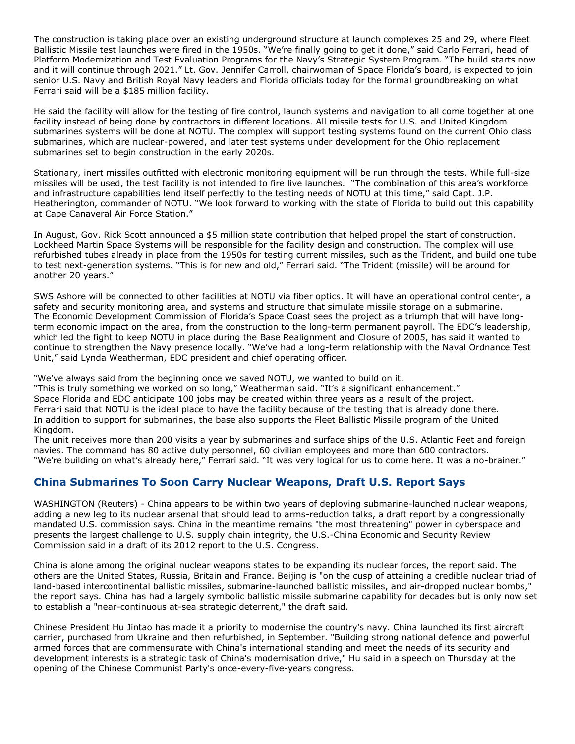The construction is taking place over an existing underground structure at launch complexes 25 and 29, where Fleet Ballistic Missile test launches were fired in the 1950s. "We're finally going to get it done," said Carlo Ferrari, head of Platform Modernization and Test Evaluation Programs for the Navy's Strategic System Program. "The build starts now and it will continue through 2021." Lt. Gov. Jennifer Carroll, chairwoman of Space Florida's board, is expected to join senior U.S. Navy and British Royal Navy leaders and Florida officials today for the formal groundbreaking on what Ferrari said will be a $185 million facility.

He said the facility will allow for the testing of fire control, launch systems and navigation to all come together at one facility instead of being done by contractors in different locations. All missile tests for U.S. and United Kingdom submarines systems will be done at NOTU. The complex will support testing systems found on the current Ohio class submarines, which are nuclear-powered, and later test systems under development for the Ohio replacement submarines set to begin construction in the early 2020s.

Stationary, inert missiles outfitted with electronic monitoring equipment will be run through the tests. While full-size missiles will be used, the test facility is not intended to fire live launches. "The combination of this area's workforce and infrastructure capabilities lend itself perfectly to the testing needs of NOTU at this time," said Capt. J.P. Heatherington, commander of NOTU. "We look forward to working with the state of Florida to build out this capability at Cape Canaveral Air Force Station."

In August, Gov. Rick Scott announced a $5 million state contribution that helped propel the start of construction. Lockheed Martin Space Systems will be responsible for the facility design and construction. The complex will use refurbished tubes already in place from the 1950s for testing current missiles, such as the Trident, and build one tube to test next-generation systems. "This is for new and old," Ferrari said. "The Trident (missile) will be around for another 20 years."

SWS Ashore will be connected to other facilities at NOTU via fiber optics. It will have an operational control center, a safety and security monitoring area, and systems and structure that simulate missile storage on a submarine. The Economic Development Commission of Florida's Space Coast sees the project as a triumph that will have long-term economic impact on the area, from the construction to the long-term permanent payroll. The EDC's leadership, which led the fight to keep NOTU in place during the Base Realignment and Closure of 2005, has said it wanted to continue to strengthen the Navy presence locally. "We've had a long-term relationship with the Naval Ordnance Test Unit," said Lynda Weatherman, EDC president and chief operating officer.

"We've always said from the beginning once we saved NOTU, we wanted to build on it.

"This is truly something we worked on so long," Weatherman said. "It's a significant enhancement."

Space Florida and EDC anticipate 100 jobs may be created within three years as a result of the project.

Ferrari said that NOTU is the ideal place to have the facility because of the testing that is already done there.

In addition to support for submarines, the base also supports the Fleet Ballistic Missile program of the United Kingdom.

The unit receives more than 200 visits a year by submarines and surface ships of the U.S. Atlantic Feet and foreign navies. The command has 80 active duty personnel, 60 civilian employees and more than 600 contractors.

"We're building on what's already here," Ferrari said. "It was very logical for us to come here. It was a no-brainer."

## China Submarines To Soon Carry Nuclear Weapons, Draft U.S. Report Says

WASHINGTON (Reuters) - China appears to be within two years of deploying submarine-launched nuclear weapons, adding a new leg to its nuclear arsenal that should lead to arms-reduction talks, a draft report by a congressionally mandated U.S. commission says. China in the meantime remains "the most threatening" power in cyberspace and presents the largest challenge to U.S. supply chain integrity, the U.S.-China Economic and Security Review Commission said in a draft of its 2012 report to the U.S. Congress.

China is alone among the original nuclear weapons states to be expanding its nuclear forces, the report said. The others are the United States, Russia, Britain and France. Beijing is "on the cusp of attaining a credible nuclear triad of land-based intercontinental ballistic missiles, submarine-launched ballistic missiles, and air-dropped nuclear bombs," the report says. China has had a largely symbolic ballistic missile submarine capability for decades but is only now set to establish a "near-continuous at-sea strategic deterrent," the draft said.

Chinese President Hu Jintao has made it a priority to modernise the country's navy. China launched its first aircraft carrier, purchased from Ukraine and then refurbished, in September. "Building strong national defence and powerful armed forces that are commensurate with China's international standing and meet the needs of its security and development interests is a strategic task of China's modernisation drive," Hu said in a speech on Thursday at the opening of the Chinese Communist Party's once-every-five-years congress.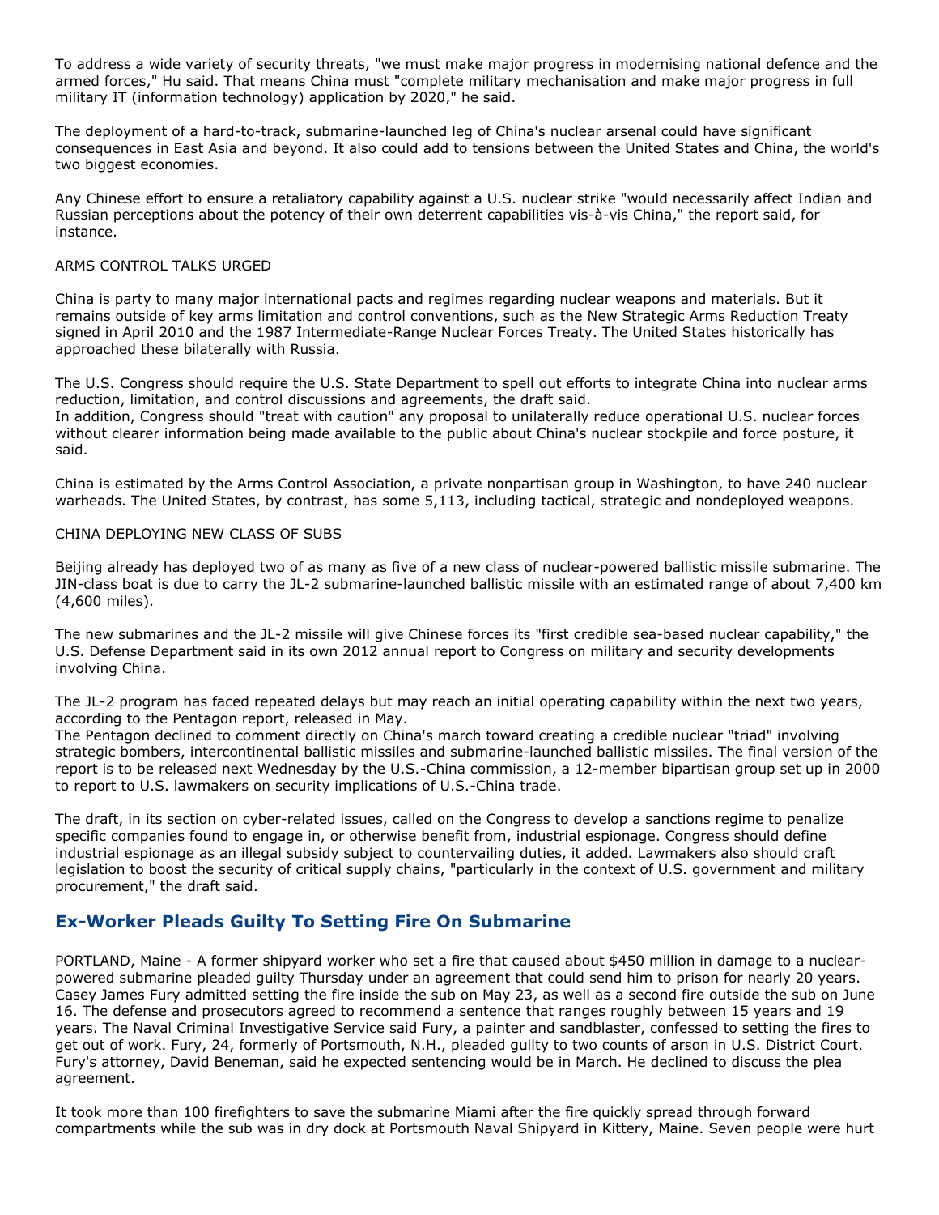To address a wide variety of security threats, "we must make major progress in modernising national defence and the armed forces," Hu said. That means China must "complete military mechanisation and make major progress in full military IT (information technology) application by 2020," he said.

The deployment of a hard-to-track, submarine-launched leg of China's nuclear arsenal could have significant consequences in East Asia and beyond. It also could add to tensions between the United States and China, the world's two biggest economies.

Any Chinese effort to ensure a retaliatory capability against a U.S. nuclear strike "would necessarily affect Indian and Russian perceptions about the potency of their own deterrent capabilities vis-à-vis China," the report said, for instance.

ARMS CONTROL TALKS URGED

China is party to many major international pacts and regimes regarding nuclear weapons and materials. But it remains outside of key arms limitation and control conventions, such as the New Strategic Arms Reduction Treaty signed in April 2010 and the 1987 Intermediate-Range Nuclear Forces Treaty. The United States historically has approached these bilaterally with Russia.

The U.S. Congress should require the U.S. State Department to spell out efforts to integrate China into nuclear arms reduction, limitation, and control discussions and agreements, the draft said.
In addition, Congress should "treat with caution" any proposal to unilaterally reduce operational U.S. nuclear forces without clearer information being made available to the public about China's nuclear stockpile and force posture, it said.

China is estimated by the Arms Control Association, a private nonpartisan group in Washington, to have 240 nuclear warheads. The United States, by contrast, has some 5,113, including tactical, strategic and nondeployed weapons.

CHINA DEPLOYING NEW CLASS OF SUBS

Beijing already has deployed two of as many as five of a new class of nuclear-powered ballistic missile submarine. The JIN-class boat is due to carry the JL-2 submarine-launched ballistic missile with an estimated range of about 7,400 km (4,600 miles).

The new submarines and the JL-2 missile will give Chinese forces its "first credible sea-based nuclear capability," the U.S. Defense Department said in its own 2012 annual report to Congress on military and security developments involving China.

The JL-2 program has faced repeated delays but may reach an initial operating capability within the next two years, according to the Pentagon report, released in May.
The Pentagon declined to comment directly on China's march toward creating a credible nuclear "triad" involving strategic bombers, intercontinental ballistic missiles and submarine-launched ballistic missiles. The final version of the report is to be released next Wednesday by the U.S.-China commission, a 12-member bipartisan group set up in 2000 to report to U.S. lawmakers on security implications of U.S.-China trade.

The draft, in its section on cyber-related issues, called on the Congress to develop a sanctions regime to penalize specific companies found to engage in, or otherwise benefit from, industrial espionage. Congress should define industrial espionage as an illegal subsidy subject to countervailing duties, it added. Lawmakers also should craft legislation to boost the security of critical supply chains, "particularly in the context of U.S. government and military procurement," the draft said.

## Ex-Worker Pleads Guilty To Setting Fire On Submarine

PORTLAND, Maine - A former shipyard worker who set a fire that caused about $450 million in damage to a nuclear-powered submarine pleaded guilty Thursday under an agreement that could send him to prison for nearly 20 years. Casey James Fury admitted setting the fire inside the sub on May 23, as well as a second fire outside the sub on June 16. The defense and prosecutors agreed to recommend a sentence that ranges roughly between 15 years and 19 years. The Naval Criminal Investigative Service said Fury, a painter and sandblaster, confessed to setting the fires to get out of work. Fury, 24, formerly of Portsmouth, N.H., pleaded guilty to two counts of arson in U.S. District Court. Fury's attorney, David Beneman, said he expected sentencing would be in March. He declined to discuss the plea agreement.

It took more than 100 firefighters to save the submarine Miami after the fire quickly spread through forward compartments while the sub was in dry dock at Portsmouth Naval Shipyard in Kittery, Maine. Seven people were hurt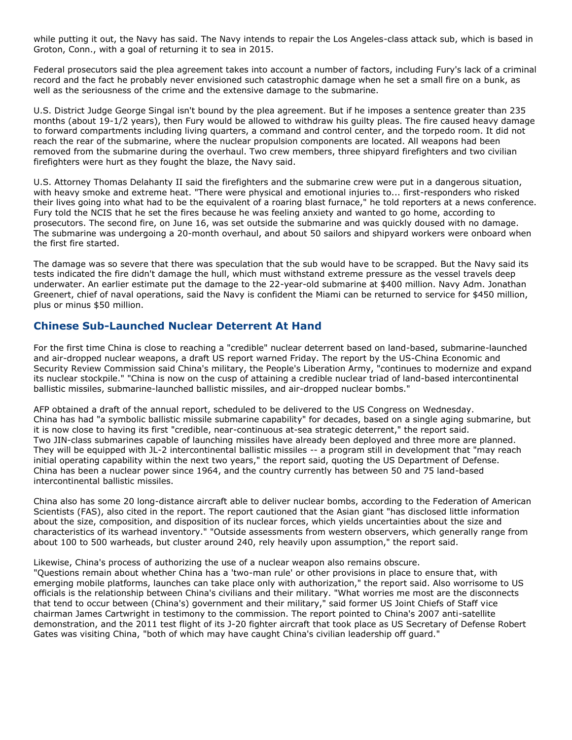while putting it out, the Navy has said. The Navy intends to repair the Los Angeles-class attack sub, which is based in Groton, Conn., with a goal of returning it to sea in 2015.

Federal prosecutors said the plea agreement takes into account a number of factors, including Fury's lack of a criminal record and the fact he probably never envisioned such catastrophic damage when he set a small fire on a bunk, as well as the seriousness of the crime and the extensive damage to the submarine.

U.S. District Judge George Singal isn't bound by the plea agreement. But if he imposes a sentence greater than 235 months (about 19-1/2 years), then Fury would be allowed to withdraw his guilty pleas. The fire caused heavy damage to forward compartments including living quarters, a command and control center, and the torpedo room. It did not reach the rear of the submarine, where the nuclear propulsion components are located. All weapons had been removed from the submarine during the overhaul. Two crew members, three shipyard firefighters and two civilian firefighters were hurt as they fought the blaze, the Navy said.

U.S. Attorney Thomas Delahanty II said the firefighters and the submarine crew were put in a dangerous situation, with heavy smoke and extreme heat. "There were physical and emotional injuries to... first-responders who risked their lives going into what had to be the equivalent of a roaring blast furnace," he told reporters at a news conference. Fury told the NCIS that he set the fires because he was feeling anxiety and wanted to go home, according to prosecutors. The second fire, on June 16, was set outside the submarine and was quickly doused with no damage. The submarine was undergoing a 20-month overhaul, and about 50 sailors and shipyard workers were onboard when the first fire started.

The damage was so severe that there was speculation that the sub would have to be scrapped. But the Navy said its tests indicated the fire didn't damage the hull, which must withstand extreme pressure as the vessel travels deep underwater. An earlier estimate put the damage to the 22-year-old submarine at $400 million. Navy Adm. Jonathan Greenert, chief of naval operations, said the Navy is confident the Miami can be returned to service for $450 million, plus or minus $50 million.

## Chinese Sub-Launched Nuclear Deterrent At Hand

For the first time China is close to reaching a "credible" nuclear deterrent based on land-based, submarine-launched and air-dropped nuclear weapons, a draft US report warned Friday. The report by the US-China Economic and Security Review Commission said China's military, the People's Liberation Army, "continues to modernize and expand its nuclear stockpile." "China is now on the cusp of attaining a credible nuclear triad of land-based intercontinental ballistic missiles, submarine-launched ballistic missiles, and air-dropped nuclear bombs."

AFP obtained a draft of the annual report, scheduled to be delivered to the US Congress on Wednesday. China has had "a symbolic ballistic missile submarine capability" for decades, based on a single aging submarine, but it is now close to having its first "credible, near-continuous at-sea strategic deterrent," the report said. Two JIN-class submarines capable of launching missiles have already been deployed and three more are planned. They will be equipped with JL-2 intercontinental ballistic missiles -- a program still in development that "may reach initial operating capability within the next two years," the report said, quoting the US Department of Defense. China has been a nuclear power since 1964, and the country currently has between 50 and 75 land-based intercontinental ballistic missiles.

China also has some 20 long-distance aircraft able to deliver nuclear bombs, according to the Federation of American Scientists (FAS), also cited in the report. The report cautioned that the Asian giant "has disclosed little information about the size, composition, and disposition of its nuclear forces, which yields uncertainties about the size and characteristics of its warhead inventory." "Outside assessments from western observers, which generally range from about 100 to 500 warheads, but cluster around 240, rely heavily upon assumption," the report said.

Likewise, China's process of authorizing the use of a nuclear weapon also remains obscure. "Questions remain about whether China has a 'two-man rule' or other provisions in place to ensure that, with emerging mobile platforms, launches can take place only with authorization," the report said. Also worrisome to US officials is the relationship between China's civilians and their military. "What worries me most are the disconnects that tend to occur between (China's) government and their military," said former US Joint Chiefs of Staff vice chairman James Cartwright in testimony to the commission. The report pointed to China's 2007 anti-satellite demonstration, and the 2011 test flight of its J-20 fighter aircraft that took place as US Secretary of Defense Robert Gates was visiting China, "both of which may have caught China's civilian leadership off guard."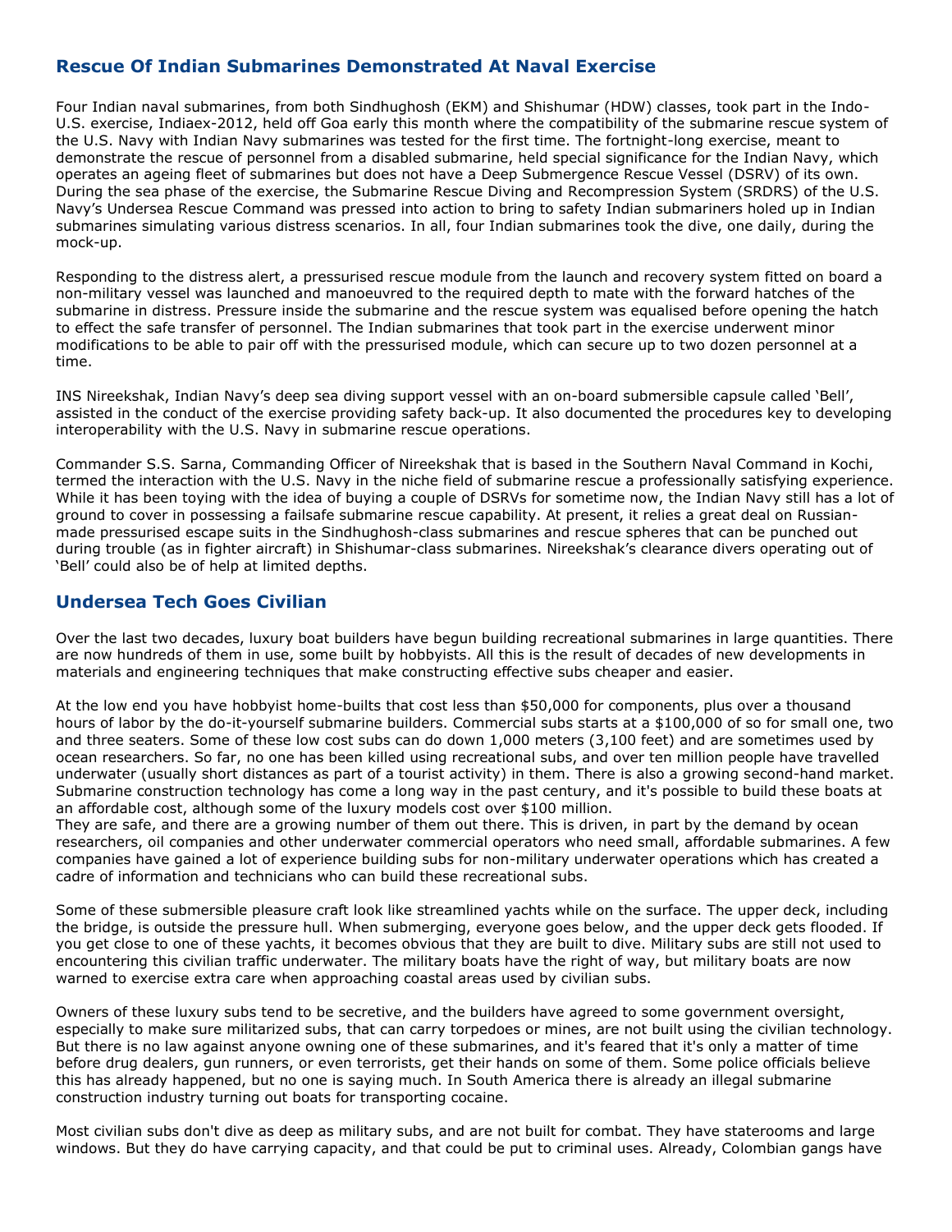## Rescue Of Indian Submarines Demonstrated At Naval Exercise

Four Indian naval submarines, from both Sindhughosh (EKM) and Shishumar (HDW) classes, took part in the Indo-U.S. exercise, Indiaex-2012, held off Goa early this month where the compatibility of the submarine rescue system of the U.S. Navy with Indian Navy submarines was tested for the first time. The fortnight-long exercise, meant to demonstrate the rescue of personnel from a disabled submarine, held special significance for the Indian Navy, which operates an ageing fleet of submarines but does not have a Deep Submergence Rescue Vessel (DSRV) of its own. During the sea phase of the exercise, the Submarine Rescue Diving and Recompression System (SRDRS) of the U.S. Navy's Undersea Rescue Command was pressed into action to bring to safety Indian submariners holed up in Indian submarines simulating various distress scenarios. In all, four Indian submarines took the dive, one daily, during the mock-up.

Responding to the distress alert, a pressurised rescue module from the launch and recovery system fitted on board a non-military vessel was launched and manoeuvred to the required depth to mate with the forward hatches of the submarine in distress. Pressure inside the submarine and the rescue system was equalised before opening the hatch to effect the safe transfer of personnel. The Indian submarines that took part in the exercise underwent minor modifications to be able to pair off with the pressurised module, which can secure up to two dozen personnel at a time.

INS Nireekshak, Indian Navy's deep sea diving support vessel with an on-board submersible capsule called 'Bell', assisted in the conduct of the exercise providing safety back-up. It also documented the procedures key to developing interoperability with the U.S. Navy in submarine rescue operations.

Commander S.S. Sarna, Commanding Officer of Nireekshak that is based in the Southern Naval Command in Kochi, termed the interaction with the U.S. Navy in the niche field of submarine rescue a professionally satisfying experience. While it has been toying with the idea of buying a couple of DSRVs for sometime now, the Indian Navy still has a lot of ground to cover in possessing a failsafe submarine rescue capability. At present, it relies a great deal on Russian-made pressurised escape suits in the Sindhughosh-class submarines and rescue spheres that can be punched out during trouble (as in fighter aircraft) in Shishumar-class submarines. Nireekshak's clearance divers operating out of 'Bell' could also be of help at limited depths.

## Undersea Tech Goes Civilian

Over the last two decades, luxury boat builders have begun building recreational submarines in large quantities. There are now hundreds of them in use, some built by hobbyists. All this is the result of decades of new developments in materials and engineering techniques that make constructing effective subs cheaper and easier.

At the low end you have hobbyist home-builts that cost less than $50,000 for components, plus over a thousand hours of labor by the do-it-yourself submarine builders. Commercial subs starts at a $100,000 of so for small one, two and three seaters. Some of these low cost subs can do down 1,000 meters (3,100 feet) and are sometimes used by ocean researchers. So far, no one has been killed using recreational subs, and over ten million people have travelled underwater (usually short distances as part of a tourist activity) in them. There is also a growing second-hand market. Submarine construction technology has come a long way in the past century, and it's possible to build these boats at an affordable cost, although some of the luxury models cost over $100 million.
They are safe, and there are a growing number of them out there. This is driven, in part by the demand by ocean researchers, oil companies and other underwater commercial operators who need small, affordable submarines. A few companies have gained a lot of experience building subs for non-military underwater operations which has created a cadre of information and technicians who can build these recreational subs.

Some of these submersible pleasure craft look like streamlined yachts while on the surface. The upper deck, including the bridge, is outside the pressure hull. When submerging, everyone goes below, and the upper deck gets flooded. If you get close to one of these yachts, it becomes obvious that they are built to dive. Military subs are still not used to encountering this civilian traffic underwater. The military boats have the right of way, but military boats are now warned to exercise extra care when approaching coastal areas used by civilian subs.

Owners of these luxury subs tend to be secretive, and the builders have agreed to some government oversight, especially to make sure militarized subs, that can carry torpedoes or mines, are not built using the civilian technology. But there is no law against anyone owning one of these submarines, and it's feared that it's only a matter of time before drug dealers, gun runners, or even terrorists, get their hands on some of them. Some police officials believe this has already happened, but no one is saying much. In South America there is already an illegal submarine construction industry turning out boats for transporting cocaine.

Most civilian subs don't dive as deep as military subs, and are not built for combat. They have staterooms and large windows. But they do have carrying capacity, and that could be put to criminal uses. Already, Colombian gangs have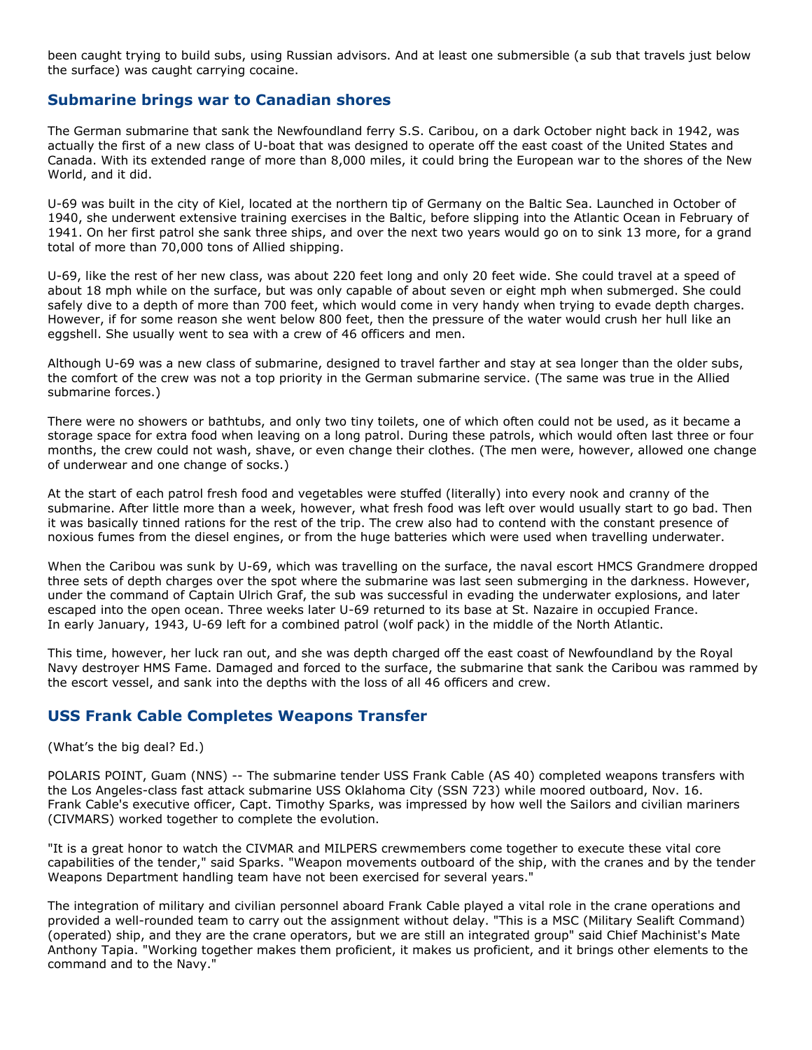been caught trying to build subs, using Russian advisors. And at least one submersible (a sub that travels just below the surface) was caught carrying cocaine.

## Submarine brings war to Canadian shores

The German submarine that sank the Newfoundland ferry S.S. Caribou, on a dark October night back in 1942, was actually the first of a new class of U-boat that was designed to operate off the east coast of the United States and Canada. With its extended range of more than 8,000 miles, it could bring the European war to the shores of the New World, and it did.

U-69 was built in the city of Kiel, located at the northern tip of Germany on the Baltic Sea. Launched in October of 1940, she underwent extensive training exercises in the Baltic, before slipping into the Atlantic Ocean in February of 1941. On her first patrol she sank three ships, and over the next two years would go on to sink 13 more, for a grand total of more than 70,000 tons of Allied shipping.

U-69, like the rest of her new class, was about 220 feet long and only 20 feet wide. She could travel at a speed of about 18 mph while on the surface, but was only capable of about seven or eight mph when submerged. She could safely dive to a depth of more than 700 feet, which would come in very handy when trying to evade depth charges. However, if for some reason she went below 800 feet, then the pressure of the water would crush her hull like an eggshell. She usually went to sea with a crew of 46 officers and men.

Although U-69 was a new class of submarine, designed to travel farther and stay at sea longer than the older subs, the comfort of the crew was not a top priority in the German submarine service. (The same was true in the Allied submarine forces.)

There were no showers or bathtubs, and only two tiny toilets, one of which often could not be used, as it became a storage space for extra food when leaving on a long patrol. During these patrols, which would often last three or four months, the crew could not wash, shave, or even change their clothes. (The men were, however, allowed one change of underwear and one change of socks.)

At the start of each patrol fresh food and vegetables were stuffed (literally) into every nook and cranny of the submarine. After little more than a week, however, what fresh food was left over would usually start to go bad. Then it was basically tinned rations for the rest of the trip. The crew also had to contend with the constant presence of noxious fumes from the diesel engines, or from the huge batteries which were used when travelling underwater.

When the Caribou was sunk by U-69, which was travelling on the surface, the naval escort HMCS Grandmere dropped three sets of depth charges over the spot where the submarine was last seen submerging in the darkness. However, under the command of Captain Ulrich Graf, the sub was successful in evading the underwater explosions, and later escaped into the open ocean. Three weeks later U-69 returned to its base at St. Nazaire in occupied France.
In early January, 1943, U-69 left for a combined patrol (wolf pack) in the middle of the North Atlantic.

This time, however, her luck ran out, and she was depth charged off the east coast of Newfoundland by the Royal Navy destroyer HMS Fame. Damaged and forced to the surface, the submarine that sank the Caribou was rammed by the escort vessel, and sank into the depths with the loss of all 46 officers and crew.

## USS Frank Cable Completes Weapons Transfer

(What's the big deal? Ed.)

POLARIS POINT, Guam (NNS) -- The submarine tender USS Frank Cable (AS 40) completed weapons transfers with the Los Angeles-class fast attack submarine USS Oklahoma City (SSN 723) while moored outboard, Nov. 16.
Frank Cable's executive officer, Capt. Timothy Sparks, was impressed by how well the Sailors and civilian mariners (CIVMARS) worked together to complete the evolution.

"It is a great honor to watch the CIVMAR and MILPERS crewmembers come together to execute these vital core capabilities of the tender," said Sparks. "Weapon movements outboard of the ship, with the cranes and by the tender Weapons Department handling team have not been exercised for several years."

The integration of military and civilian personnel aboard Frank Cable played a vital role in the crane operations and provided a well-rounded team to carry out the assignment without delay. "This is a MSC (Military Sealift Command) (operated) ship, and they are the crane operators, but we are still an integrated group" said Chief Machinist's Mate Anthony Tapia. "Working together makes them proficient, it makes us proficient, and it brings other elements to the command and to the Navy."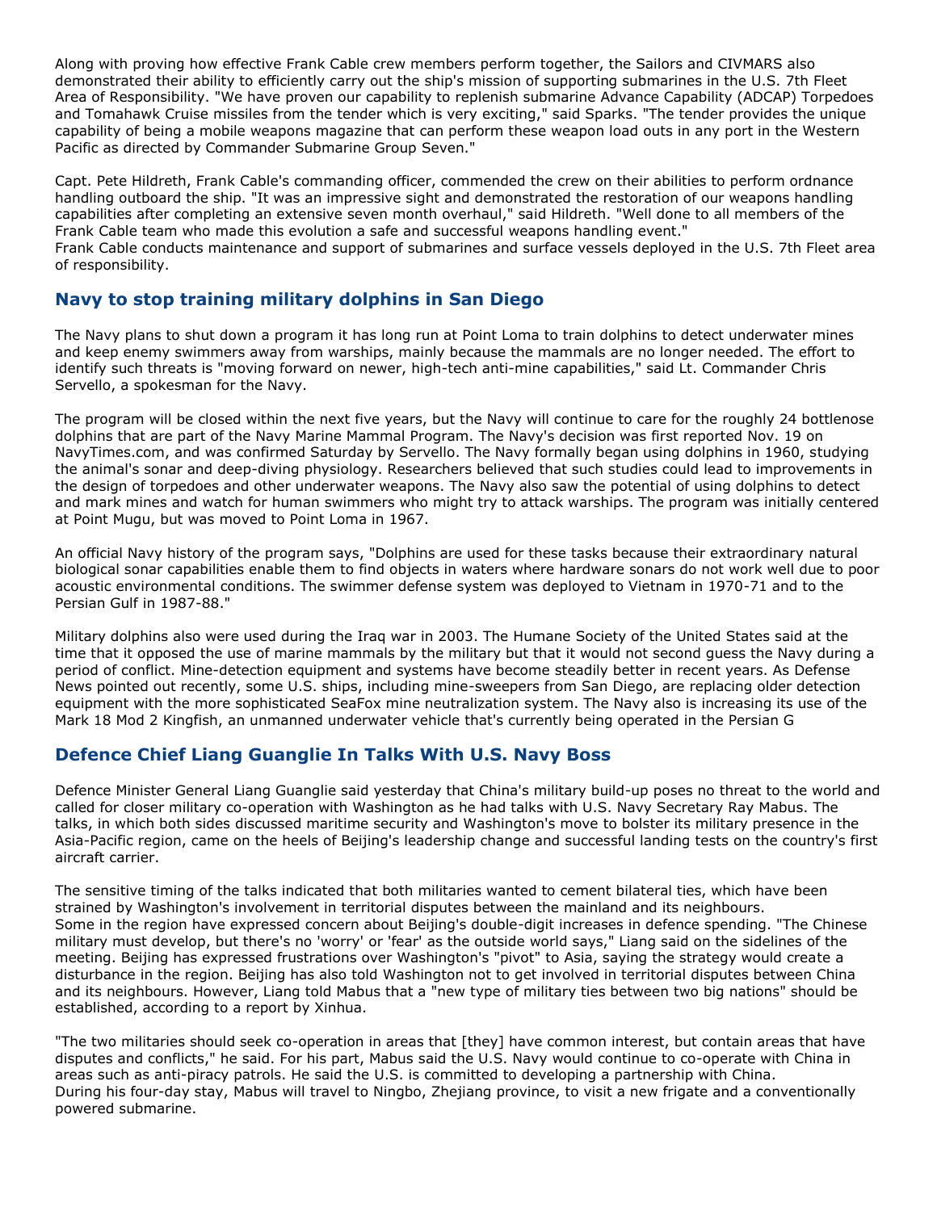Along with proving how effective Frank Cable crew members perform together, the Sailors and CIVMARS also demonstrated their ability to efficiently carry out the ship's mission of supporting submarines in the U.S. 7th Fleet Area of Responsibility. "We have proven our capability to replenish submarine Advance Capability (ADCAP) Torpedoes and Tomahawk Cruise missiles from the tender which is very exciting," said Sparks. "The tender provides the unique capability of being a mobile weapons magazine that can perform these weapon load outs in any port in the Western Pacific as directed by Commander Submarine Group Seven."

Capt. Pete Hildreth, Frank Cable's commanding officer, commended the crew on their abilities to perform ordnance handling outboard the ship. "It was an impressive sight and demonstrated the restoration of our weapons handling capabilities after completing an extensive seven month overhaul," said Hildreth. "Well done to all members of the Frank Cable team who made this evolution a safe and successful weapons handling event."
Frank Cable conducts maintenance and support of submarines and surface vessels deployed in the U.S. 7th Fleet area of responsibility.

## Navy to stop training military dolphins in San Diego

The Navy plans to shut down a program it has long run at Point Loma to train dolphins to detect underwater mines and keep enemy swimmers away from warships, mainly because the mammals are no longer needed. The effort to identify such threats is "moving forward on newer, high-tech anti-mine capabilities," said Lt. Commander Chris Servello, a spokesman for the Navy.

The program will be closed within the next five years, but the Navy will continue to care for the roughly 24 bottlenose dolphins that are part of the Navy Marine Mammal Program. The Navy's decision was first reported Nov. 19 on NavyTimes.com, and was confirmed Saturday by Servello. The Navy formally began using dolphins in 1960, studying the animal's sonar and deep-diving physiology. Researchers believed that such studies could lead to improvements in the design of torpedoes and other underwater weapons. The Navy also saw the potential of using dolphins to detect and mark mines and watch for human swimmers who might try to attack warships. The program was initially centered at Point Mugu, but was moved to Point Loma in 1967.

An official Navy history of the program says, "Dolphins are used for these tasks because their extraordinary natural biological sonar capabilities enable them to find objects in waters where hardware sonars do not work well due to poor acoustic environmental conditions. The swimmer defense system was deployed to Vietnam in 1970-71 and to the Persian Gulf in 1987-88."

Military dolphins also were used during the Iraq war in 2003. The Humane Society of the United States said at the time that it opposed the use of marine mammals by the military but that it would not second guess the Navy during a period of conflict. Mine-detection equipment and systems have become steadily better in recent years. As Defense News pointed out recently, some U.S. ships, including mine-sweepers from San Diego, are replacing older detection equipment with the more sophisticated SeaFox mine neutralization system. The Navy also is increasing its use of the Mark 18 Mod 2 Kingfish, an unmanned underwater vehicle that's currently being operated in the Persian G

## Defence Chief Liang Guanglie In Talks With U.S. Navy Boss

Defence Minister General Liang Guanglie said yesterday that China's military build-up poses no threat to the world and called for closer military co-operation with Washington as he had talks with U.S. Navy Secretary Ray Mabus. The talks, in which both sides discussed maritime security and Washington's move to bolster its military presence in the Asia-Pacific region, came on the heels of Beijing's leadership change and successful landing tests on the country's first aircraft carrier.

The sensitive timing of the talks indicated that both militaries wanted to cement bilateral ties, which have been strained by Washington's involvement in territorial disputes between the mainland and its neighbours.
Some in the region have expressed concern about Beijing's double-digit increases in defence spending. "The Chinese military must develop, but there's no 'worry' or 'fear' as the outside world says," Liang said on the sidelines of the meeting. Beijing has expressed frustrations over Washington's "pivot" to Asia, saying the strategy would create a disturbance in the region. Beijing has also told Washington not to get involved in territorial disputes between China and its neighbours. However, Liang told Mabus that a "new type of military ties between two big nations" should be established, according to a report by Xinhua.

"The two militaries should seek co-operation in areas that [they] have common interest, but contain areas that have disputes and conflicts," he said. For his part, Mabus said the U.S. Navy would continue to co-operate with China in areas such as anti-piracy patrols. He said the U.S. is committed to developing a partnership with China.
During his four-day stay, Mabus will travel to Ningbo, Zhejiang province, to visit a new frigate and a conventionally powered submarine.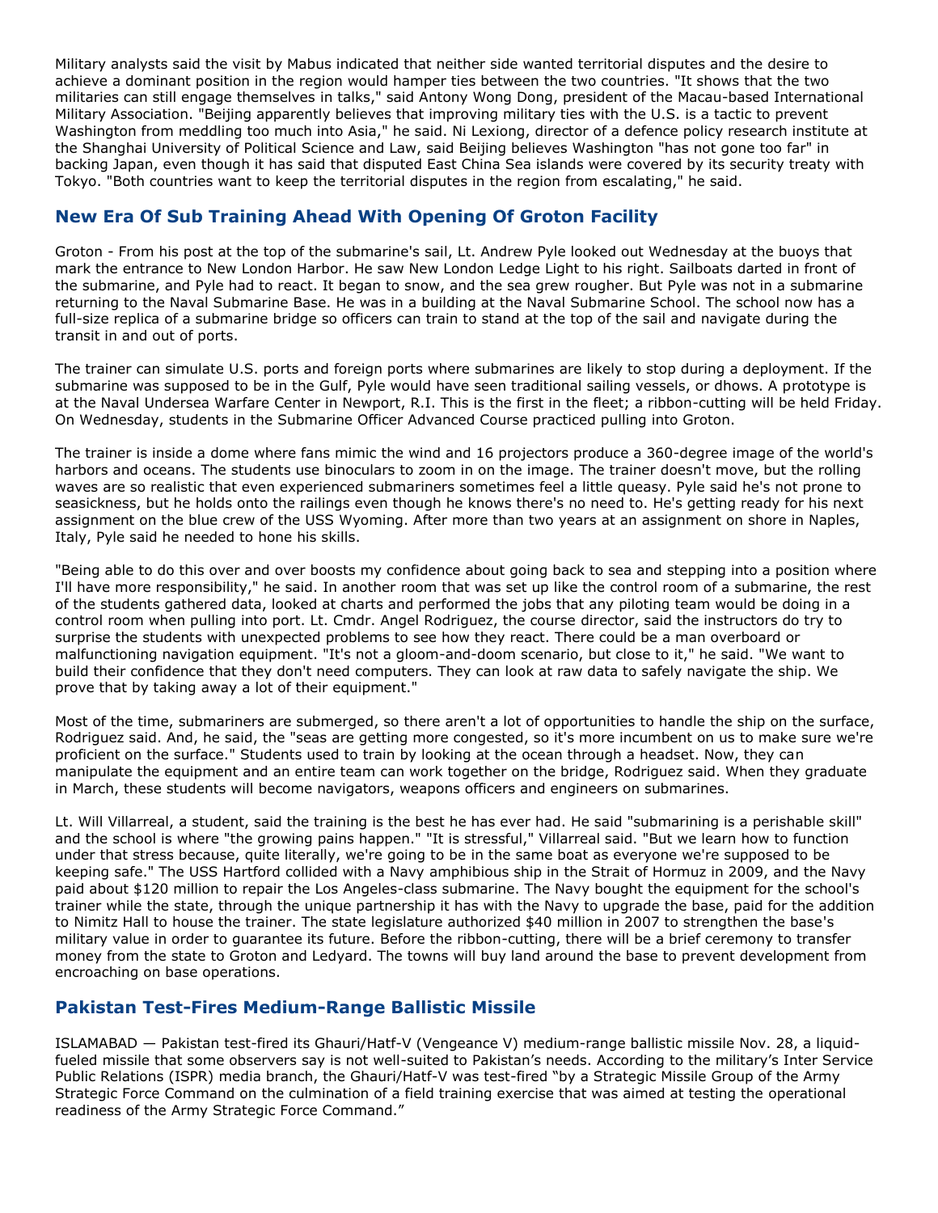Military analysts said the visit by Mabus indicated that neither side wanted territorial disputes and the desire to achieve a dominant position in the region would hamper ties between the two countries. "It shows that the two militaries can still engage themselves in talks," said Antony Wong Dong, president of the Macau-based International Military Association. "Beijing apparently believes that improving military ties with the U.S. is a tactic to prevent Washington from meddling too much into Asia," he said. Ni Lexiong, director of a defence policy research institute at the Shanghai University of Political Science and Law, said Beijing believes Washington "has not gone too far" in backing Japan, even though it has said that disputed East China Sea islands were covered by its security treaty with Tokyo. "Both countries want to keep the territorial disputes in the region from escalating," he said.

## New Era Of Sub Training Ahead With Opening Of Groton Facility

Groton - From his post at the top of the submarine's sail, Lt. Andrew Pyle looked out Wednesday at the buoys that mark the entrance to New London Harbor. He saw New London Ledge Light to his right. Sailboats darted in front of the submarine, and Pyle had to react. It began to snow, and the sea grew rougher. But Pyle was not in a submarine returning to the Naval Submarine Base. He was in a building at the Naval Submarine School. The school now has a full-size replica of a submarine bridge so officers can train to stand at the top of the sail and navigate during the transit in and out of ports.

The trainer can simulate U.S. ports and foreign ports where submarines are likely to stop during a deployment. If the submarine was supposed to be in the Gulf, Pyle would have seen traditional sailing vessels, or dhows. A prototype is at the Naval Undersea Warfare Center in Newport, R.I. This is the first in the fleet; a ribbon-cutting will be held Friday. On Wednesday, students in the Submarine Officer Advanced Course practiced pulling into Groton.

The trainer is inside a dome where fans mimic the wind and 16 projectors produce a 360-degree image of the world's harbors and oceans. The students use binoculars to zoom in on the image. The trainer doesn't move, but the rolling waves are so realistic that even experienced submariners sometimes feel a little queasy. Pyle said he's not prone to seasickness, but he holds onto the railings even though he knows there's no need to. He's getting ready for his next assignment on the blue crew of the USS Wyoming. After more than two years at an assignment on shore in Naples, Italy, Pyle said he needed to hone his skills.

"Being able to do this over and over boosts my confidence about going back to sea and stepping into a position where I'll have more responsibility," he said. In another room that was set up like the control room of a submarine, the rest of the students gathered data, looked at charts and performed the jobs that any piloting team would be doing in a control room when pulling into port. Lt. Cmdr. Angel Rodriguez, the course director, said the instructors do try to surprise the students with unexpected problems to see how they react. There could be a man overboard or malfunctioning navigation equipment. "It's not a gloom-and-doom scenario, but close to it," he said. "We want to build their confidence that they don't need computers. They can look at raw data to safely navigate the ship. We prove that by taking away a lot of their equipment."

Most of the time, submariners are submerged, so there aren't a lot of opportunities to handle the ship on the surface, Rodriguez said. And, he said, the "seas are getting more congested, so it's more incumbent on us to make sure we're proficient on the surface." Students used to train by looking at the ocean through a headset. Now, they can manipulate the equipment and an entire team can work together on the bridge, Rodriguez said. When they graduate in March, these students will become navigators, weapons officers and engineers on submarines.

Lt. Will Villarreal, a student, said the training is the best he has ever had. He said "submarining is a perishable skill" and the school is where "the growing pains happen." "It is stressful," Villarreal said. "But we learn how to function under that stress because, quite literally, we're going to be in the same boat as everyone we're supposed to be keeping safe." The USS Hartford collided with a Navy amphibious ship in the Strait of Hormuz in 2009, and the Navy paid about $120 million to repair the Los Angeles-class submarine. The Navy bought the equipment for the school's trainer while the state, through the unique partnership it has with the Navy to upgrade the base, paid for the addition to Nimitz Hall to house the trainer. The state legislature authorized $40 million in 2007 to strengthen the base's military value in order to guarantee its future. Before the ribbon-cutting, there will be a brief ceremony to transfer money from the state to Groton and Ledyard. The towns will buy land around the base to prevent development from encroaching on base operations.

## Pakistan Test-Fires Medium-Range Ballistic Missile

ISLAMABAD — Pakistan test-fired its Ghauri/Hatf-V (Vengeance V) medium-range ballistic missile Nov. 28, a liquid-fueled missile that some observers say is not well-suited to Pakistan's needs. According to the military's Inter Service Public Relations (ISPR) media branch, the Ghauri/Hatf-V was test-fired "by a Strategic Missile Group of the Army Strategic Force Command on the culmination of a field training exercise that was aimed at testing the operational readiness of the Army Strategic Force Command."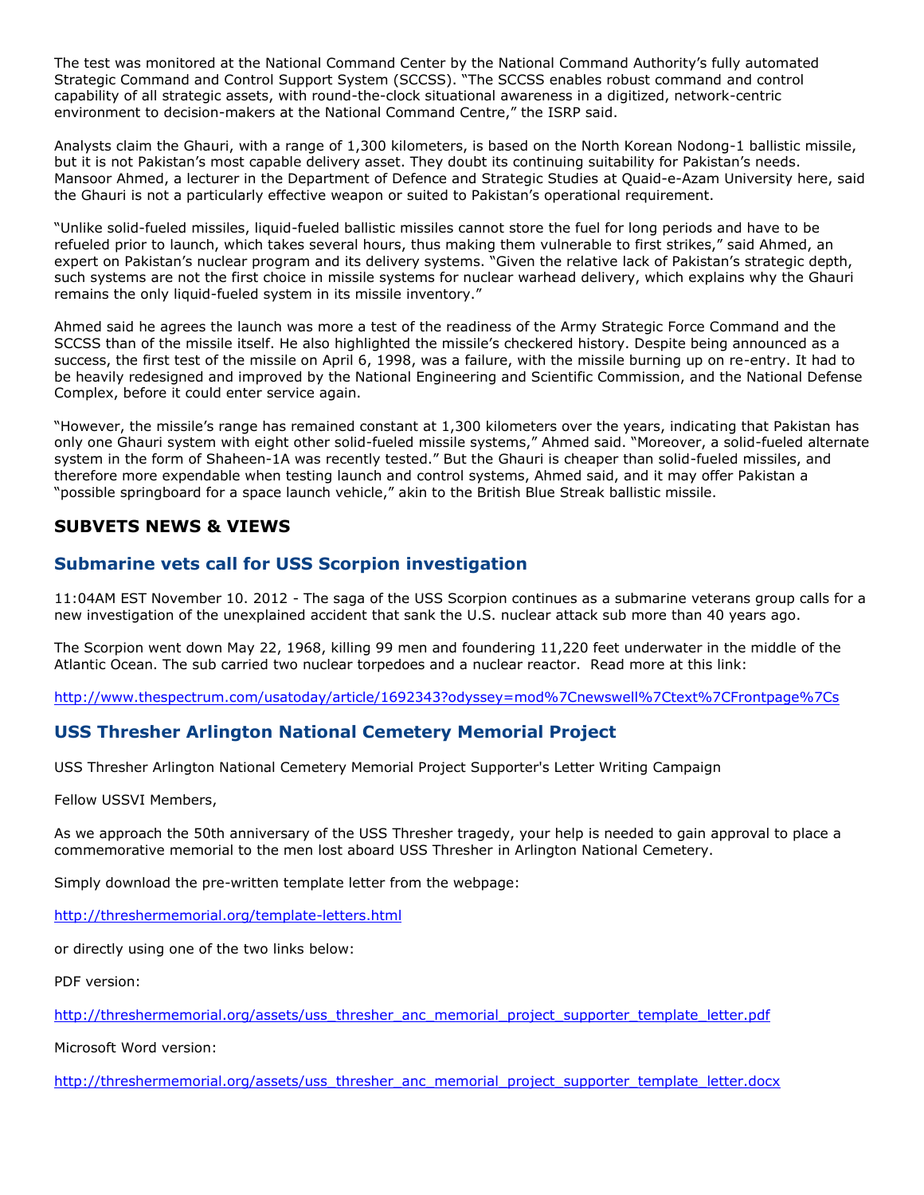The test was monitored at the National Command Center by the National Command Authority's fully automated Strategic Command and Control Support System (SCCSS). "The SCCSS enables robust command and control capability of all strategic assets, with round-the-clock situational awareness in a digitized, network-centric environment to decision-makers at the National Command Centre," the ISRP said.

Analysts claim the Ghauri, with a range of 1,300 kilometers, is based on the North Korean Nodong-1 ballistic missile, but it is not Pakistan's most capable delivery asset. They doubt its continuing suitability for Pakistan's needs. Mansoor Ahmed, a lecturer in the Department of Defence and Strategic Studies at Quaid-e-Azam University here, said the Ghauri is not a particularly effective weapon or suited to Pakistan's operational requirement.

"Unlike solid-fueled missiles, liquid-fueled ballistic missiles cannot store the fuel for long periods and have to be refueled prior to launch, which takes several hours, thus making them vulnerable to first strikes," said Ahmed, an expert on Pakistan's nuclear program and its delivery systems. "Given the relative lack of Pakistan's strategic depth, such systems are not the first choice in missile systems for nuclear warhead delivery, which explains why the Ghauri remains the only liquid-fueled system in its missile inventory."

Ahmed said he agrees the launch was more a test of the readiness of the Army Strategic Force Command and the SCCSS than of the missile itself. He also highlighted the missile's checkered history. Despite being announced as a success, the first test of the missile on April 6, 1998, was a failure, with the missile burning up on re-entry. It had to be heavily redesigned and improved by the National Engineering and Scientific Commission, and the National Defense Complex, before it could enter service again.

"However, the missile's range has remained constant at 1,300 kilometers over the years, indicating that Pakistan has only one Ghauri system with eight other solid-fueled missile systems," Ahmed said. "Moreover, a solid-fueled alternate system in the form of Shaheen-1A was recently tested." But the Ghauri is cheaper than solid-fueled missiles, and therefore more expendable when testing launch and control systems, Ahmed said, and it may offer Pakistan a "possible springboard for a space launch vehicle," akin to the British Blue Streak ballistic missile.

## SUBVETS NEWS & VIEWS

### Submarine vets call for USS Scorpion investigation

11:04AM EST November 10. 2012 - The saga of the USS Scorpion continues as a submarine veterans group calls for a new investigation of the unexplained accident that sank the U.S. nuclear attack sub more than 40 years ago.

The Scorpion went down May 22, 1968, killing 99 men and foundering 11,220 feet underwater in the middle of the Atlantic Ocean. The sub carried two nuclear torpedoes and a nuclear reactor. Read more at this link:

http://www.thespectrum.com/usatoday/article/1692343?odyssey=mod%7Cnewswell%7Ctext%7CFrontpage%7Cs

### USS Thresher Arlington National Cemetery Memorial Project

USS Thresher Arlington National Cemetery Memorial Project Supporter's Letter Writing Campaign

Fellow USSVI Members,

As we approach the 50th anniversary of the USS Thresher tragedy, your help is needed to gain approval to place a commemorative memorial to the men lost aboard USS Thresher in Arlington National Cemetery.

Simply download the pre-written template letter from the webpage:

http://threshermemorial.org/template-letters.html

or directly using one of the two links below:

PDF version:

http://threshermemorial.org/assets/uss_thresher_anc_memorial_project_supporter_template_letter.pdf

Microsoft Word version:

http://threshermemorial.org/assets/uss_thresher_anc_memorial_project_supporter_template_letter.docx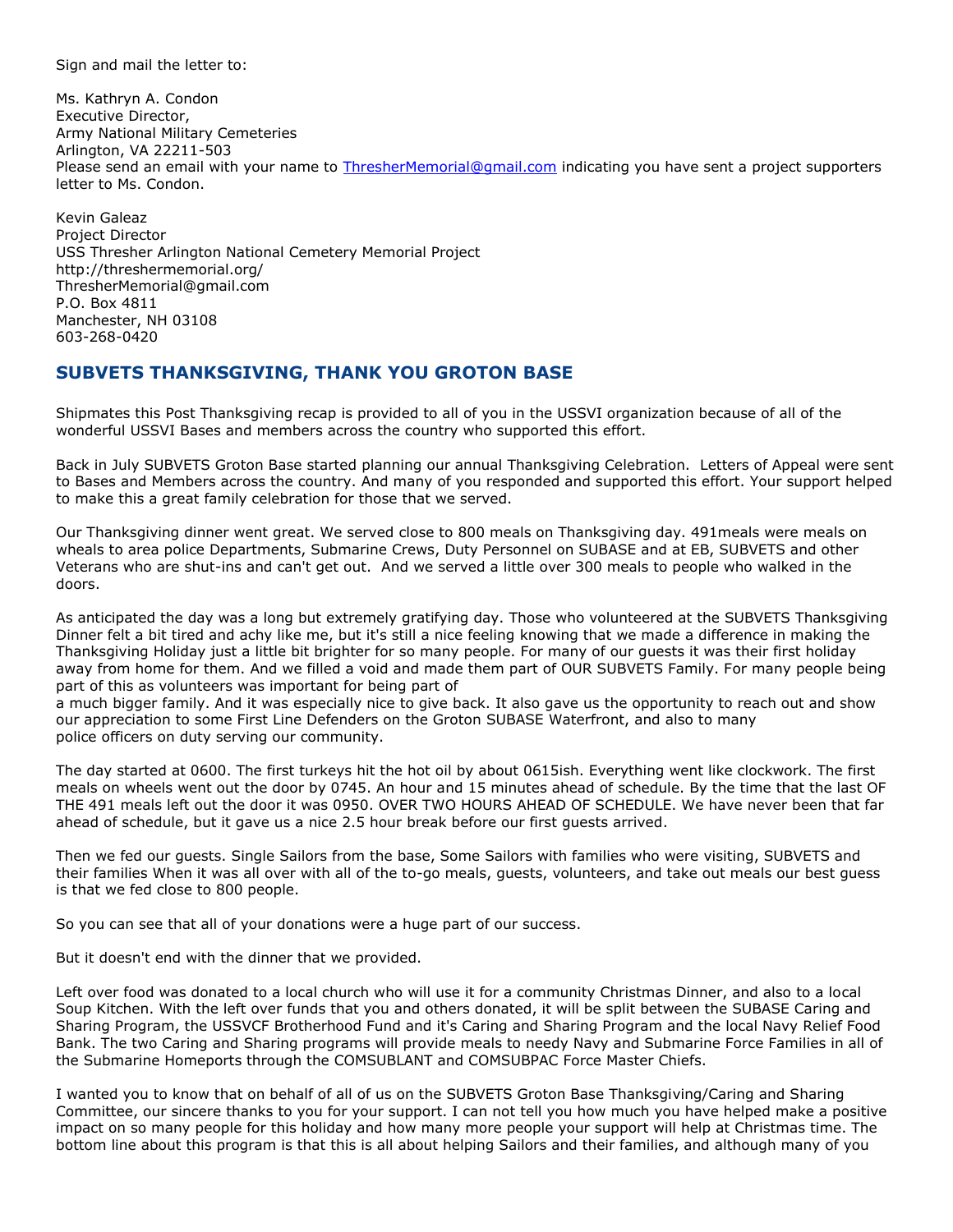Sign and mail the letter to:

Ms. Kathryn A. Condon
Executive Director,
Army National Military Cemeteries
Arlington, VA 22211-503
Please send an email with your name to ThresherMemorial@gmail.com indicating you have sent a project supporters letter to Ms. Condon.

Kevin Galeaz
Project Director
USS Thresher Arlington National Cemetery Memorial Project
http://threshermemorial.org/
ThresherMemorial@gmail.com
P.O. Box 4811
Manchester, NH 03108
603-268-0420

## SUBVETS THANKSGIVING, THANK YOU GROTON BASE

Shipmates this Post Thanksgiving recap is provided to all of you in the USSVI organization because of all of the wonderful USSVI Bases and members across the country who supported this effort.

Back in July SUBVETS Groton Base started planning our annual Thanksgiving Celebration. Letters of Appeal were sent to Bases and Members across the country. And many of you responded and supported this effort. Your support helped to make this a great family celebration for those that we served.

Our Thanksgiving dinner went great. We served close to 800 meals on Thanksgiving day. 491meals were meals on wheals to area police Departments, Submarine Crews, Duty Personnel on SUBASE and at EB, SUBVETS and other Veterans who are shut-ins and can't get out. And we served a little over 300 meals to people who walked in the doors.

As anticipated the day was a long but extremely gratifying day. Those who volunteered at the SUBVETS Thanksgiving Dinner felt a bit tired and achy like me, but it's still a nice feeling knowing that we made a difference in making the Thanksgiving Holiday just a little bit brighter for so many people. For many of our guests it was their first holiday away from home for them. And we filled a void and made them part of OUR SUBVETS Family. For many people being part of this as volunteers was important for being part of
a much bigger family. And it was especially nice to give back. It also gave us the opportunity to reach out and show our appreciation to some First Line Defenders on the Groton SUBASE Waterfront, and also to many
police officers on duty serving our community.

The day started at 0600. The first turkeys hit the hot oil by about 0615ish. Everything went like clockwork. The first meals on wheels went out the door by 0745. An hour and 15 minutes ahead of schedule. By the time that the last OF THE 491 meals left out the door it was 0950. OVER TWO HOURS AHEAD OF SCHEDULE. We have never been that far ahead of schedule, but it gave us a nice 2.5 hour break before our first guests arrived.

Then we fed our guests. Single Sailors from the base, Some Sailors with families who were visiting, SUBVETS and their families When it was all over with all of the to-go meals, guests, volunteers, and take out meals our best guess is that we fed close to 800 people.

So you can see that all of your donations were a huge part of our success.

But it doesn't end with the dinner that we provided.

Left over food was donated to a local church who will use it for a community Christmas Dinner, and also to a local Soup Kitchen. With the left over funds that you and others donated, it will be split between the SUBASE Caring and Sharing Program, the USSVCF Brotherhood Fund and it's Caring and Sharing Program and the local Navy Relief Food Bank. The two Caring and Sharing programs will provide meals to needy Navy and Submarine Force Families in all of the Submarine Homeports through the COMSUBLANT and COMSUBPAC Force Master Chiefs.

I wanted you to know that on behalf of all of us on the SUBVETS Groton Base Thanksgiving/Caring and Sharing Committee, our sincere thanks to you for your support. I can not tell you how much you have helped make a positive impact on so many people for this holiday and how many more people your support will help at Christmas time. The bottom line about this program is that this is all about helping Sailors and their families, and although many of you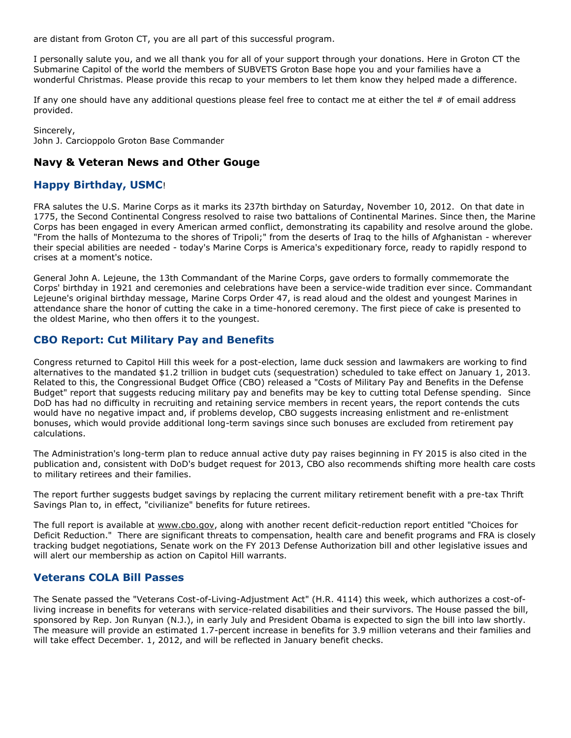are distant from Groton CT, you are all part of this successful program.

I personally salute you, and we all thank you for all of your support through your donations. Here in Groton CT the Submarine Capitol of the world the members of SUBVETS Groton Base hope you and your families have a wonderful Christmas. Please provide this recap to your members to let them know they helped made a difference.

If any one should have any additional questions please feel free to contact me at either the tel # of email address provided.

Sincerely,
John J. Carcioppolo Groton Base Commander

## Navy & Veteran News and Other Gouge

### Happy Birthday, USMC!

FRA salutes the U.S. Marine Corps as it marks its 237th birthday on Saturday, November 10, 2012. On that date in 1775, the Second Continental Congress resolved to raise two battalions of Continental Marines. Since then, the Marine Corps has been engaged in every American armed conflict, demonstrating its capability and resolve around the globe. "From the halls of Montezuma to the shores of Tripoli;" from the deserts of Iraq to the hills of Afghanistan - wherever their special abilities are needed - today's Marine Corps is America's expeditionary force, ready to rapidly respond to crises at a moment's notice.

General John A. Lejeune, the 13th Commandant of the Marine Corps, gave orders to formally commemorate the Corps' birthday in 1921 and ceremonies and celebrations have been a service-wide tradition ever since. Commandant Lejeune's original birthday message, Marine Corps Order 47, is read aloud and the oldest and youngest Marines in attendance share the honor of cutting the cake in a time-honored ceremony. The first piece of cake is presented to the oldest Marine, who then offers it to the youngest.

### CBO Report: Cut Military Pay and Benefits

Congress returned to Capitol Hill this week for a post-election, lame duck session and lawmakers are working to find alternatives to the mandated $1.2 trillion in budget cuts (sequestration) scheduled to take effect on January 1, 2013. Related to this, the Congressional Budget Office (CBO) released a "Costs of Military Pay and Benefits in the Defense Budget" report that suggests reducing military pay and benefits may be key to cutting total Defense spending. Since DoD has had no difficulty in recruiting and retaining service members in recent years, the report contends the cuts would have no negative impact and, if problems develop, CBO suggests increasing enlistment and re-enlistment bonuses, which would provide additional long-term savings since such bonuses are excluded from retirement pay calculations.

The Administration's long-term plan to reduce annual active duty pay raises beginning in FY 2015 is also cited in the publication and, consistent with DoD's budget request for 2013, CBO also recommends shifting more health care costs to military retirees and their families.

The report further suggests budget savings by replacing the current military retirement benefit with a pre-tax Thrift Savings Plan to, in effect, "civilianize" benefits for future retirees.

The full report is available at www.cbo.gov, along with another recent deficit-reduction report entitled "Choices for Deficit Reduction." There are significant threats to compensation, health care and benefit programs and FRA is closely tracking budget negotiations, Senate work on the FY 2013 Defense Authorization bill and other legislative issues and will alert our membership as action on Capitol Hill warrants.

### Veterans COLA Bill Passes

The Senate passed the "Veterans Cost-of-Living-Adjustment Act" (H.R. 4114) this week, which authorizes a cost-of-living increase in benefits for veterans with service-related disabilities and their survivors. The House passed the bill, sponsored by Rep. Jon Runyan (N.J.), in early July and President Obama is expected to sign the bill into law shortly. The measure will provide an estimated 1.7-percent increase in benefits for 3.9 million veterans and their families and will take effect December. 1, 2012, and will be reflected in January benefit checks.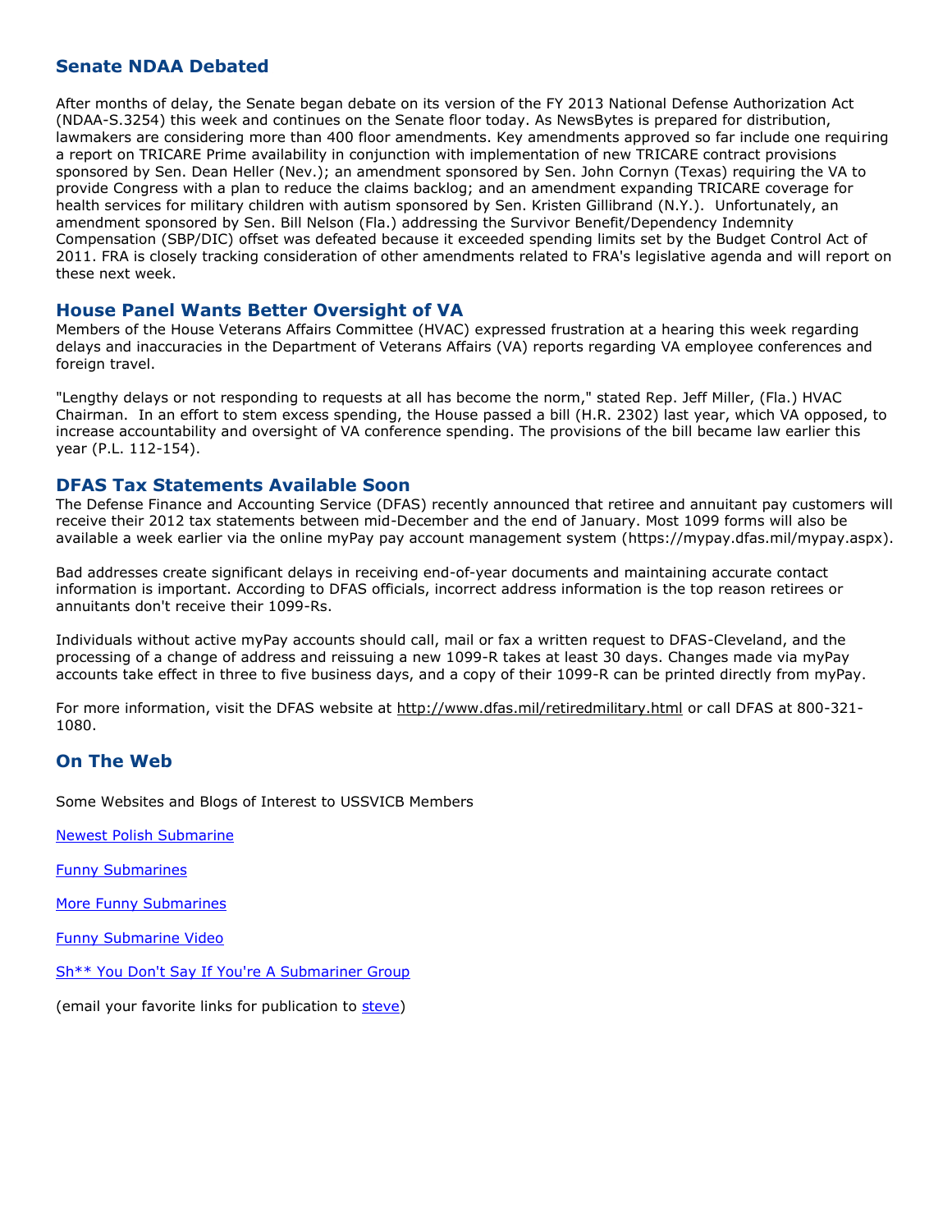## Senate NDAA Debated

After months of delay, the Senate began debate on its version of the FY 2013 National Defense Authorization Act (NDAA-S.3254) this week and continues on the Senate floor today. As NewsBytes is prepared for distribution, lawmakers are considering more than 400 floor amendments. Key amendments approved so far include one requiring a report on TRICARE Prime availability in conjunction with implementation of new TRICARE contract provisions sponsored by Sen. Dean Heller (Nev.); an amendment sponsored by Sen. John Cornyn (Texas) requiring the VA to provide Congress with a plan to reduce the claims backlog; and an amendment expanding TRICARE coverage for health services for military children with autism sponsored by Sen. Kristen Gillibrand (N.Y.). Unfortunately, an amendment sponsored by Sen. Bill Nelson (Fla.) addressing the Survivor Benefit/Dependency Indemnity Compensation (SBP/DIC) offset was defeated because it exceeded spending limits set by the Budget Control Act of 2011. FRA is closely tracking consideration of other amendments related to FRA's legislative agenda and will report on these next week.

## House Panel Wants Better Oversight of VA

Members of the House Veterans Affairs Committee (HVAC) expressed frustration at a hearing this week regarding delays and inaccuracies in the Department of Veterans Affairs (VA) reports regarding VA employee conferences and foreign travel.

"Lengthy delays or not responding to requests at all has become the norm," stated Rep. Jeff Miller, (Fla.) HVAC Chairman. In an effort to stem excess spending, the House passed a bill (H.R. 2302) last year, which VA opposed, to increase accountability and oversight of VA conference spending. The provisions of the bill became law earlier this year (P.L. 112-154).

## DFAS Tax Statements Available Soon

The Defense Finance and Accounting Service (DFAS) recently announced that retiree and annuitant pay customers will receive their 2012 tax statements between mid-December and the end of January. Most 1099 forms will also be available a week earlier via the online myPay pay account management system (https://mypay.dfas.mil/mypay.aspx).

Bad addresses create significant delays in receiving end-of-year documents and maintaining accurate contact information is important. According to DFAS officials, incorrect address information is the top reason retirees or annuitants don't receive their 1099-Rs.

Individuals without active myPay accounts should call, mail or fax a written request to DFAS-Cleveland, and the processing of a change of address and reissuing a new 1099-R takes at least 30 days. Changes made via myPay accounts take effect in three to five business days, and a copy of their 1099-R can be printed directly from myPay.

For more information, visit the DFAS website at http://www.dfas.mil/retiredmilitary.html or call DFAS at 800-321-1080.

## On The Web

Some Websites and Blogs of Interest to USSVICB Members

Newest Polish Submarine

Funny Submarines

More Funny Submarines

Funny Submarine Video

Sh** You Don't Say If You're A Submariner Group

(email your favorite links for publication to steve)